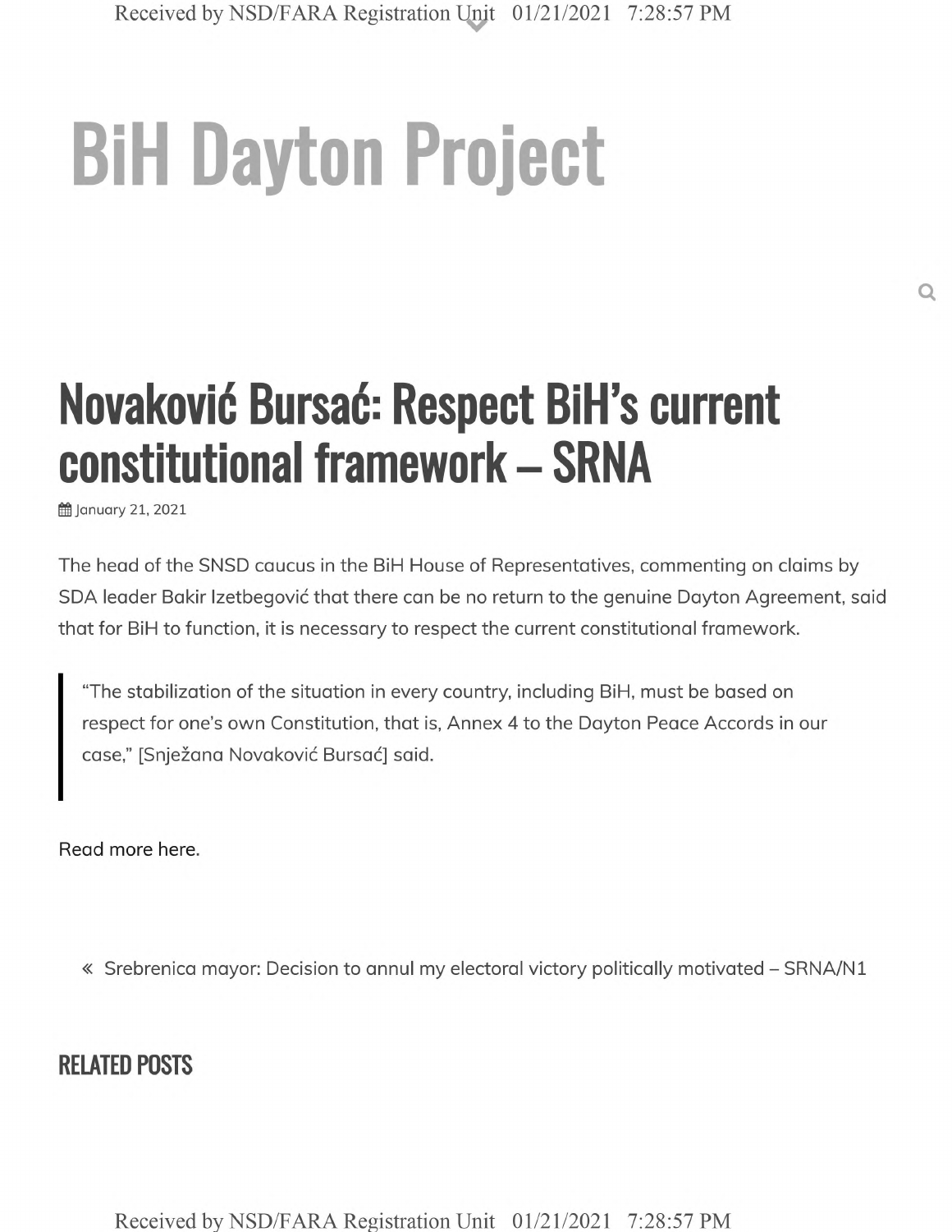# BiH Dayton Project

## Novaković Bursać: Respect BiH's current constitutional framework – SRNA

January 21, 2021

The head of the SNSD caucus in the BiH House of Representatives, commenting on claims by SDA leader Bakir Izetbegović that there can be no return to the genuine Dayton Agreement, said that for BiH to function, it is necessary to respect the current constitutional framework.

> "The stabilization of the situation in every country, including BiH, must be based on respect for one's own Constitution, that is, Annex 4 to the Dayton Peace Accords in our case," [Snježana Novaković Bursać] said.

Read more here.

« Srebrenica mayor: Decision to annul my electoral victory politically motivated – SRNA/N1

### RELATED POSTS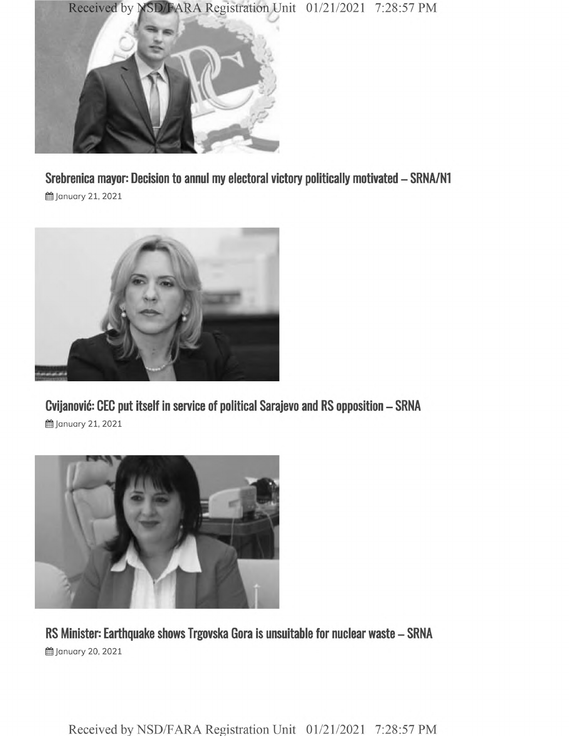## Srebrenica mayor: Decision to annul my electoral victory politically motivated – SRNA/N1

January 21, 2021

## Cvijanović: CEC put itself in service of political Sarajevo and RS opposition – SRNA

January 21, 2021

## RS Minister: Earthquake shows Trgovska Gora is unsuitable for nuclear waste – SRNA

January 20, 2021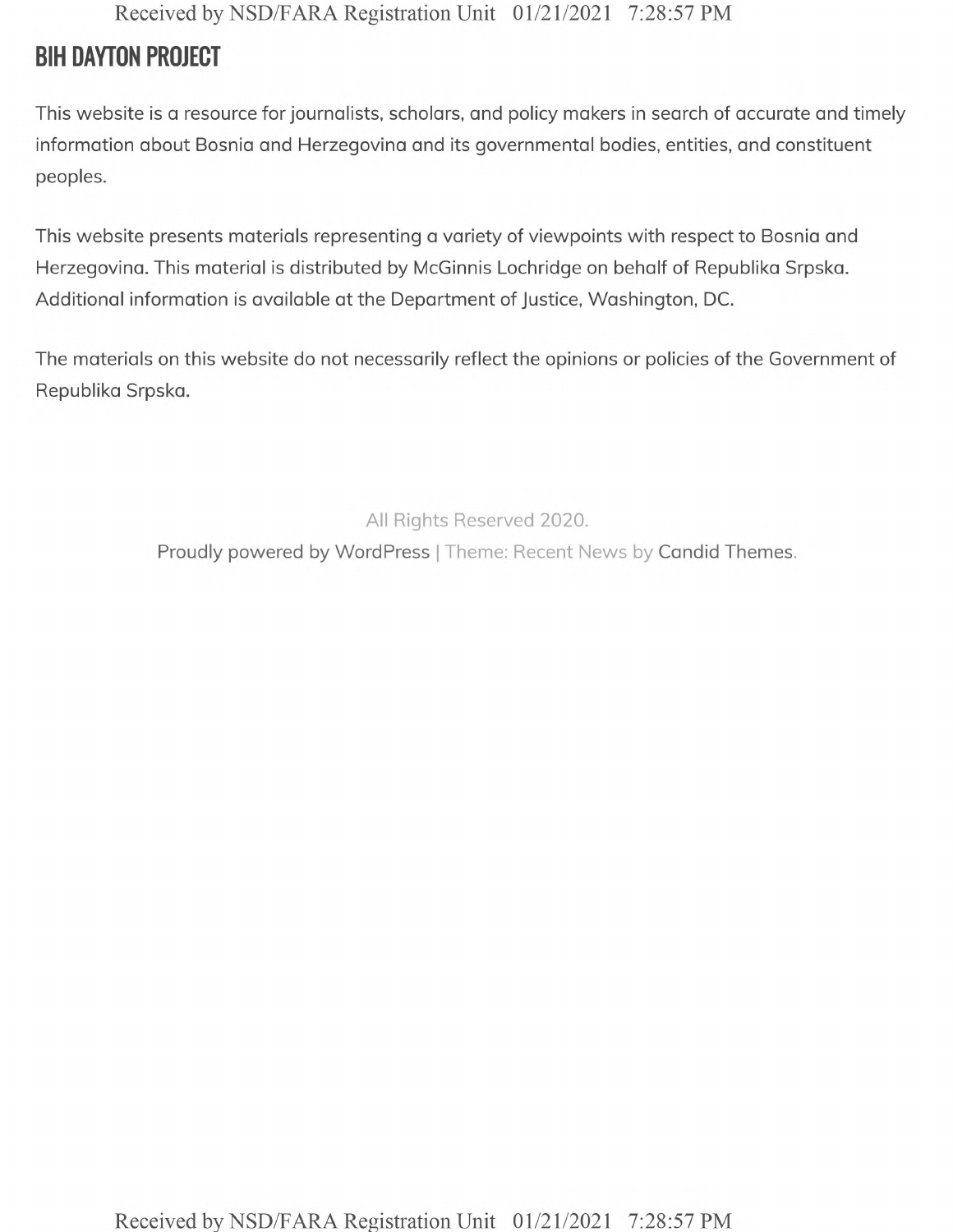# BIH DAYTON PROJECT

This website is a resource for journalists, scholars, and policy makers in search of accurate and timely information about Bosnia and Herzegovina and its governmental bodies, entities, and constituent peoples.

This website presents materials representing a variety of viewpoints with respect to Bosnia and Herzegovina. This material is distributed by McGinnis Lochridge on behalf of Republika Srpska. Additional information is available at the Department of Justice, Washington, DC.

The materials on this website do not necessarily reflect the opinions or policies of the Government of Republika Srpska.

All Rights Reserved 2020.

Proudly powered by WordPress | Theme: Recent News by Candid Themes.